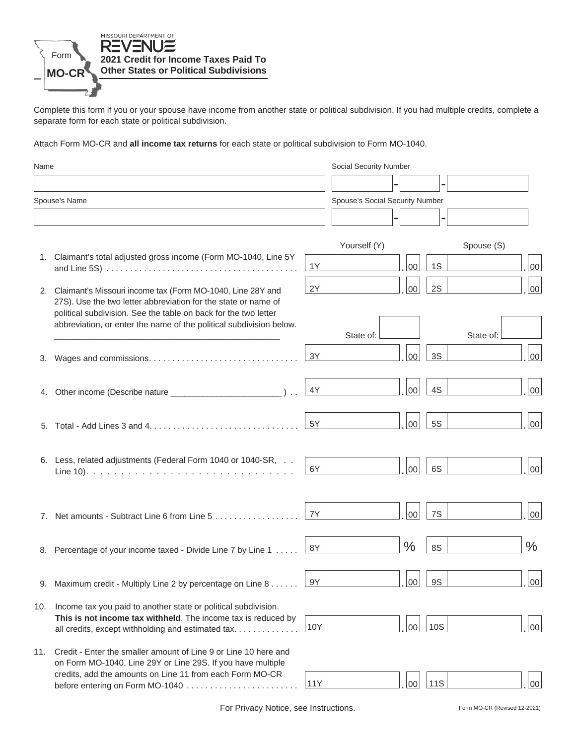Form **MO-CR**

MISSOURI DEPARTMENT OF REVENUE

# 2021 Credit for Income Taxes Paid To Other States or Political Subdivisions

Complete this form if you or your spouse have income from another state or political subdivision. If you had multiple credits, complete a separate form for each state or political subdivision.

Attach Form MO-CR and **all income tax returns** for each state or political subdivision to Form MO-1040.

| Name | Social Security Number |
|---|---|
| | - - |
| Spouse's Name | Spouse's Social Security Number |
| | - - |

| | Line | Yourself (Y) | Spouse (S) |
|---|---|---|---|
| 1. | Claimant's total adjusted gross income (Form MO-1040, Line 5Y and Line 5S) | 1Y .00 | 1S .00 |
| 2. | Claimant's Missouri income tax (Form MO-1040, Line 28Y and 27S). Use the two letter abbreviation for the state or name of political subdivision. See the table on back for the two letter abbreviation, or enter the name of the political subdivision below. ______________________________ | 2Y .00<br>State of: | 2S .00<br>State of: |
| 3. | Wages and commissions | 3Y .00 | 3S .00 |
| 4. | Other income (Describe nature ______________________ ) | 4Y .00 | 4S .00 |
| 5. | Total - Add Lines 3 and 4 | 5Y .00 | 5S .00 |
| 6. | Less, related adjustments (Federal Form 1040 or 1040-SR, Line 10) | 6Y .00 | 6S .00 |
| 7. | Net amounts - Subtract Line 6 from Line 5 | 7Y .00 | 7S .00 |
| 8. | Percentage of your income taxed - Divide Line 7 by Line 1 | 8Y % | 8S % |
| 9. | Maximum credit - Multiply Line 2 by percentage on Line 8 | 9Y .00 | 9S .00 |
| 10. | Income tax you paid to another state or political subdivision. **This is not income tax withheld**. The income tax is reduced by all credits, except withholding and estimated tax | 10Y .00 | 10S .00 |
| 11. | Credit - Enter the smaller amount of Line 9 or Line 10 here and on Form MO-1040, Line 29Y or Line 29S. If you have multiple credits, add the amounts on Line 11 from each Form MO-CR before entering on Form MO-1040 | 11Y .00 | 11S .00 |

For Privacy Notice, see Instructions.

Form MO-CR (Revised 12-2021)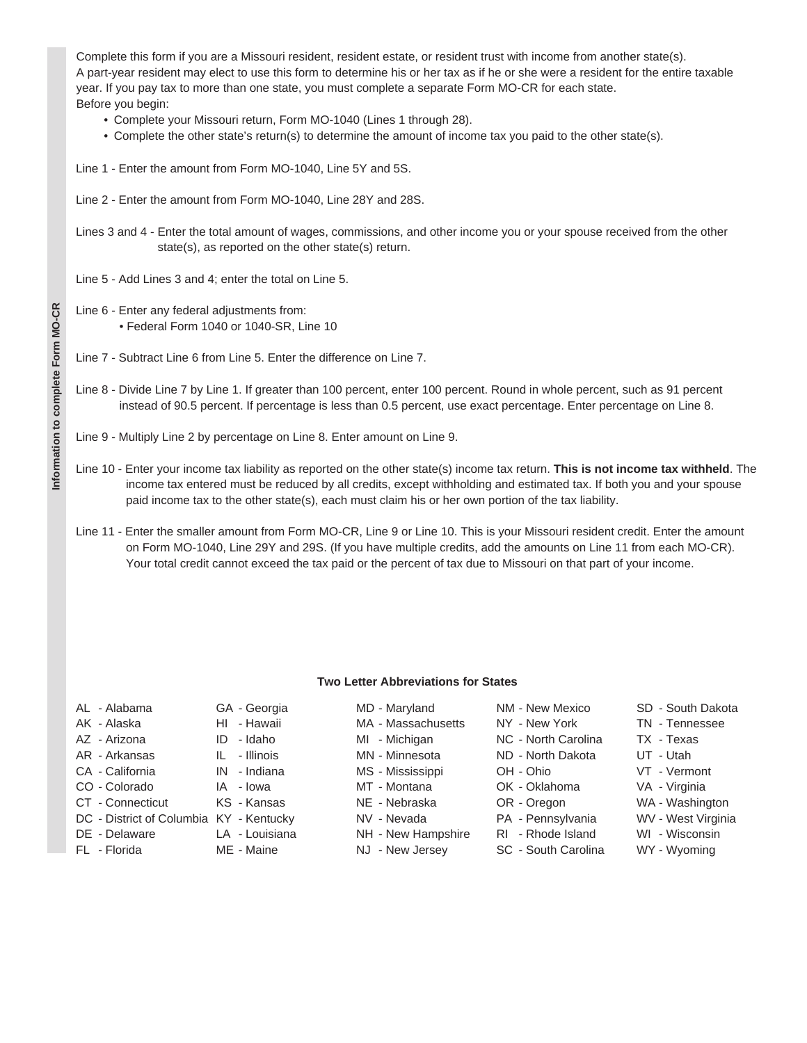## Information to complete Form MO-CR

Complete this form if you are a Missouri resident, resident estate, or resident trust with income from another state(s). A part-year resident may elect to use this form to determine his or her tax as if he or she were a resident for the entire taxable year. If you pay tax to more than one state, you must complete a separate Form MO-CR for each state.

Before you begin:

- Complete your Missouri return, Form MO-1040 (Lines 1 through 28).
- Complete the other state's return(s) to determine the amount of income tax you paid to the other state(s).

Line 1 - Enter the amount from Form MO-1040, Line 5Y and 5S.

Line 2 - Enter the amount from Form MO-1040, Line 28Y and 28S.

Lines 3 and 4 - Enter the total amount of wages, commissions, and other income you or your spouse received from the other state(s), as reported on the other state(s) return.

Line 5 - Add Lines 3 and 4; enter the total on Line 5.

Line 6 - Enter any federal adjustments from:
- Federal Form 1040 or 1040-SR, Line 10

Line 7 - Subtract Line 6 from Line 5. Enter the difference on Line 7.

Line 8 - Divide Line 7 by Line 1. If greater than 100 percent, enter 100 percent. Round in whole percent, such as 91 percent instead of 90.5 percent. If percentage is less than 0.5 percent, use exact percentage. Enter percentage on Line 8.

Line 9 - Multiply Line 2 by percentage on Line 8. Enter amount on Line 9.

Line 10 - Enter your income tax liability as reported on the other state(s) income tax return. **This is not income tax withheld**. The income tax entered must be reduced by all credits, except withholding and estimated tax. If both you and your spouse paid income tax to the other state(s), each must claim his or her own portion of the tax liability.

Line 11 - Enter the smaller amount from Form MO-CR, Line 9 or Line 10. This is your Missouri resident credit. Enter the amount on Form MO-1040, Line 29Y and 29S. (If you have multiple credits, add the amounts on Line 11 from each MO-CR). Your total credit cannot exceed the tax paid or the percent of tax due to Missouri on that part of your income.

### Two Letter Abbreviations for States

| | | | | |
|---|---|---|---|---|
| AL - Alabama | GA - Georgia | MD - Maryland | NM - New Mexico | SD - South Dakota |
| AK - Alaska | HI - Hawaii | MA - Massachusetts | NY - New York | TN - Tennessee |
| AZ - Arizona | ID - Idaho | MI - Michigan | NC - North Carolina | TX - Texas |
| AR - Arkansas | IL - Illinois | MN - Minnesota | ND - North Dakota | UT - Utah |
| CA - California | IN - Indiana | MS - Mississippi | OH - Ohio | VT - Vermont |
| CO - Colorado | IA - Iowa | MT - Montana | OK - Oklahoma | VA - Virginia |
| CT - Connecticut | KS - Kansas | NE - Nebraska | OR - Oregon | WA - Washington |
| DC - District of Columbia | KY - Kentucky | NV - Nevada | PA - Pennsylvania | WV - West Virginia |
| DE - Delaware | LA - Louisiana | NH - New Hampshire | RI - Rhode Island | WI - Wisconsin |
| FL - Florida | ME - Maine | NJ - New Jersey | SC - South Carolina | WY - Wyoming |